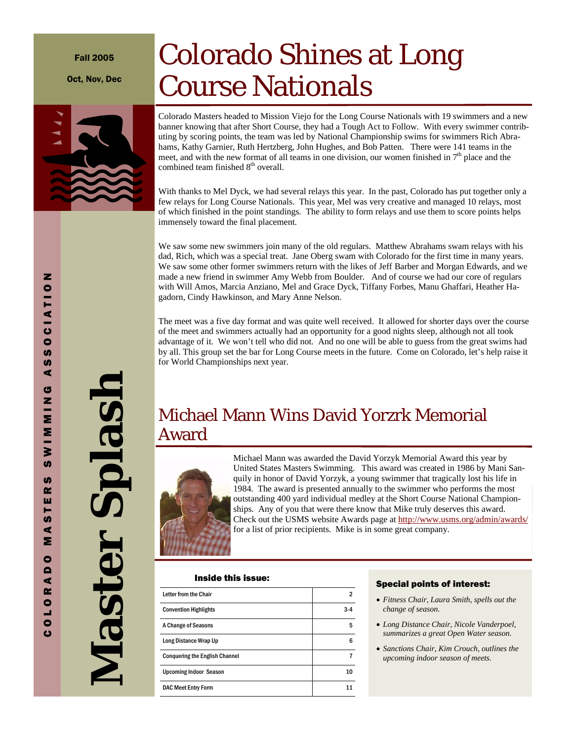Fall 2005

Oct, Nov, Dec

COLORADO MASTERS SWIMMING ASSOCIATION

**Master Splash**

# Colorado Shines at Long Course Nationals

Colorado Masters headed to Mission Viejo for the Long Course Nationals with 19 swimmers and a new banner knowing that after Short Course, they had a Tough Act to Follow. With every swimmer contributing by scoring points, the team was led by National Championship swims for swimmers Rich Abrahams, Kathy Garnier, Ruth Hertzberg, John Hughes, and Bob Patten. There were 141 teams in the meet, and with the new format of all teams in one division, our women finished in 7th place and the combined team finished 8th overall.

With thanks to Mel Dyck, we had several relays this year. In the past, Colorado has put together only a few relays for Long Course Nationals. This year, Mel was very creative and managed 10 relays, most of which finished in the point standings. The ability to form relays and use them to score points helps immensely toward the final placement.

We saw some new swimmers join many of the old regulars. Matthew Abrahams swam relays with his dad, Rich, which was a special treat. Jane Oberg swam with Colorado for the first time in many years. We saw some other former swimmers return with the likes of Jeff Barber and Morgan Edwards, and we made a new friend in swimmer Amy Webb from Boulder. And of course we had our core of regulars with Will Amos, Marcia Anziano, Mel and Grace Dyck, Tiffany Forbes, Manu Ghaffari, Heather Hagadorn, Cindy Hawkinson, and Mary Anne Nelson.

The meet was a five day format and was quite well received. It allowed for shorter days over the course of the meet and swimmers actually had an opportunity for a good nights sleep, although not all took advantage of it. We won't tell who did not. And no one will be able to guess from the great swims had by all. This group set the bar for Long Course meets in the future. Come on Colorado, let's help raise it for World Championships next year.

# Michael Mann Wins David Yorzrk Memorial Award

Michael Mann was awarded the David Yorzyk Memorial Award this year by United States Masters Swimming. This award was created in 1986 by Mani Sanquily in honor of David Yorzyk, a young swimmer that tragically lost his life in 1984. The award is presented annually to the swimmer who performs the most outstanding 400 yard individual medley at the Short Course National Championships. Any of you that were there know that Mike truly deserves this award. Check out the USMS website Awards page at http://www.usms.org/admin/awards/ for a list of prior recipients. Mike is in some great company.

**Inside this issue:**

| | |
|---|---|
| Letter from the Chair | 2 |
| Convention Highlights | 3-4 |
| A Change of Seasons | 5 |
| Long Distance Wrap Up | 6 |
| Conquering the English Channel | 7 |
| Upcoming Indoor Season | 10 |
| DAC Meet Entry Form | 11 |

**Special points of interest:**

- *Fitness Chair, Laura Smith, spells out the change of season.*
- *Long Distance Chair, Nicole Vanderpoel, summarizes a great Open Water season.*
- *Sanctions Chair, Kim Crouch, outlines the upcoming indoor season of meets.*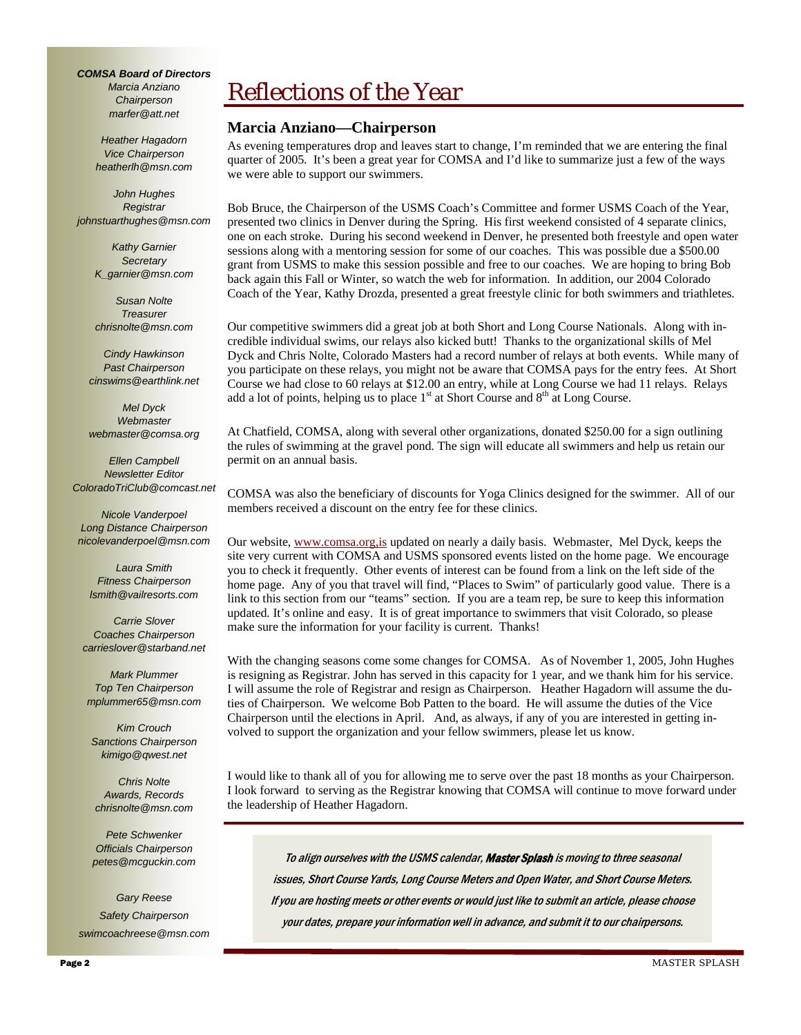***COMSA Board of Directors***

*Marcia Anziano*
*Chairperson*
*marfer@att.net*

*Heather Hagadorn*
*Vice Chairperson*
*heatherlh@msn.com*

*John Hughes*
*Registrar*
*johnstuarthughes@msn.com*

*Kathy Garnier*
*Secretary*
*K_garnier@msn.com*

*Susan Nolte*
*Treasurer*
*chrisnolte@msn.com*

*Cindy Hawkinson*
*Past Chairperson*
*cinswims@earthlink.net*

*Mel Dyck*
*Webmaster*
*webmaster@comsa.org*

*Ellen Campbell*
*Newsletter Editor*
*ColoradoTriClub@comcast.net*

*Nicole Vanderpoel*
*Long Distance Chairperson*
*nicolevanderpoel@msn.com*

*Laura Smith*
*Fitness Chairperson*
*lsmith@vailresorts.com*

*Carrie Slover*
*Coaches Chairperson*
*carrieslover@starband.net*

*Mark Plummer*
*Top Ten Chairperson*
*mplummer65@msn.com*

*Kim Crouch*
*Sanctions Chairperson*
*kimigo@qwest.net*

*Chris Nolte*
*Awards, Records*
*chrisnolte@msn.com*

*Pete Schwenker*
*Officials Chairperson*
*petes@mcguckin.com*

*Gary Reese*
*Safety Chairperson*
*swimcoachreese@msn.com*

# Reflections of the Year

## Marcia Anziano—Chairperson

As evening temperatures drop and leaves start to change, I'm reminded that we are entering the final quarter of 2005. It's been a great year for COMSA and I'd like to summarize just a few of the ways we were able to support our swimmers.

Bob Bruce, the Chairperson of the USMS Coach's Committee and former USMS Coach of the Year, presented two clinics in Denver during the Spring. His first weekend consisted of 4 separate clinics, one on each stroke. During his second weekend in Denver, he presented both freestyle and open water sessions along with a mentoring session for some of our coaches. This was possible due a $500.00 grant from USMS to make this session possible and free to our coaches. We are hoping to bring Bob back again this Fall or Winter, so watch the web for information. In addition, our 2004 Colorado Coach of the Year, Kathy Drozda, presented a great freestyle clinic for both swimmers and triathletes.

Our competitive swimmers did a great job at both Short and Long Course Nationals. Along with incredible individual swims, our relays also kicked butt! Thanks to the organizational skills of Mel Dyck and Chris Nolte, Colorado Masters had a record number of relays at both events. While many of you participate on these relays, you might not be aware that COMSA pays for the entry fees. At Short Course we had close to 60 relays at $12.00 an entry, while at Long Course we had 11 relays. Relays add a lot of points, helping us to place 1st at Short Course and 8th at Long Course.

At Chatfield, COMSA, along with several other organizations, donated $250.00 for a sign outlining the rules of swimming at the gravel pond. The sign will educate all swimmers and help us retain our permit on an annual basis.

COMSA was also the beneficiary of discounts for Yoga Clinics designed for the swimmer. All of our members received a discount on the entry fee for these clinics.

Our website, www.comsa.org,is updated on nearly a daily basis. Webmaster, Mel Dyck, keeps the site very current with COMSA and USMS sponsored events listed on the home page. We encourage you to check it frequently. Other events of interest can be found from a link on the left side of the home page. Any of you that travel will find, "Places to Swim" of particularly good value. There is a link to this section from our "teams" section. If you are a team rep, be sure to keep this information updated. It's online and easy. It is of great importance to swimmers that visit Colorado, so please make sure the information for your facility is current. Thanks!

With the changing seasons come some changes for COMSA. As of November 1, 2005, John Hughes is resigning as Registrar. John has served in this capacity for 1 year, and we thank him for his service. I will assume the role of Registrar and resign as Chairperson. Heather Hagadorn will assume the duties of Chairperson. We welcome Bob Patten to the board. He will assume the duties of the Vice Chairperson until the elections in April. And, as always, if any of you are interested in getting involved to support the organization and your fellow swimmers, please let us know.

I would like to thank all of you for allowing me to serve over the past 18 months as your Chairperson. I look forward to serving as the Registrar knowing that COMSA will continue to move forward under the leadership of Heather Hagadorn.

*To align ourselves with the USMS calendar, **Master Splash** is moving to three seasonal issues, Short Course Yards, Long Course Meters and Open Water, and Short Course Meters. If you are hosting meets or other events or would just like to submit an article, please choose your dates, prepare your information well in advance, and submit it to our chairpersons.*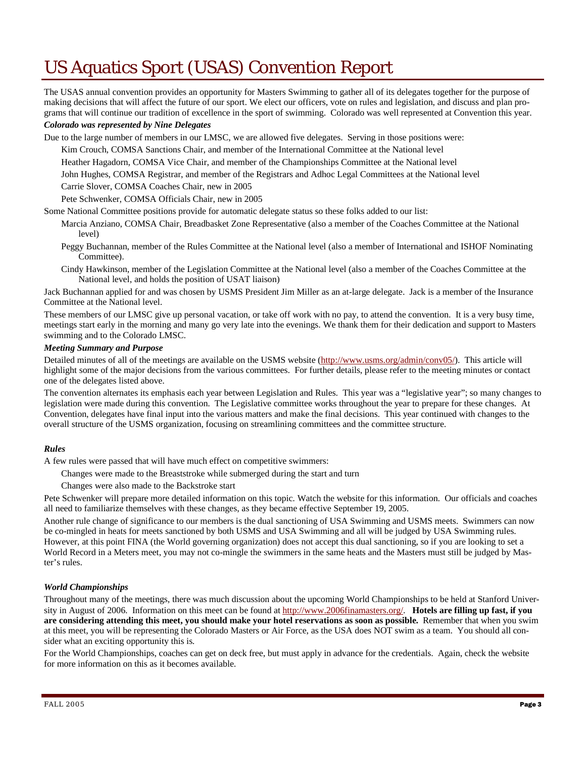# US Aquatics Sport (USAS) Convention Report

The USAS annual convention provides an opportunity for Masters Swimming to gather all of its delegates together for the purpose of making decisions that will affect the future of our sport. We elect our officers, vote on rules and legislation, and discuss and plan programs that will continue our tradition of excellence in the sport of swimming. Colorado was well represented at Convention this year.

***Colorado was represented by Nine Delegates***

Due to the large number of members in our LMSC, we are allowed five delegates. Serving in those positions were:

- Kim Crouch, COMSA Sanctions Chair, and member of the International Committee at the National level
- Heather Hagadorn, COMSA Vice Chair, and member of the Championships Committee at the National level
- John Hughes, COMSA Registrar, and member of the Registrars and Adhoc Legal Committees at the National level
- Carrie Slover, COMSA Coaches Chair, new in 2005
- Pete Schwenker, COMSA Officials Chair, new in 2005

Some National Committee positions provide for automatic delegate status so these folks added to our list:

- Marcia Anziano, COMSA Chair, Breadbasket Zone Representative (also a member of the Coaches Committee at the National level)
- Peggy Buchannan, member of the Rules Committee at the National level (also a member of International and ISHOF Nominating Committee).
- Cindy Hawkinson, member of the Legislation Committee at the National level (also a member of the Coaches Committee at the National level, and holds the position of USAT liaison)

Jack Buchannan applied for and was chosen by USMS President Jim Miller as an at-large delegate. Jack is a member of the Insurance Committee at the National level.

These members of our LMSC give up personal vacation, or take off work with no pay, to attend the convention. It is a very busy time, meetings start early in the morning and many go very late into the evenings. We thank them for their dedication and support to Masters swimming and to the Colorado LMSC.

***Meeting Summary and Purpose***

Detailed minutes of all of the meetings are available on the USMS website (http://www.usms.org/admin/conv05/). This article will highlight some of the major decisions from the various committees. For further details, please refer to the meeting minutes or contact one of the delegates listed above.

The convention alternates its emphasis each year between Legislation and Rules. This year was a "legislative year"; so many changes to legislation were made during this convention. The Legislative committee works throughout the year to prepare for these changes. At Convention, delegates have final input into the various matters and make the final decisions. This year continued with changes to the overall structure of the USMS organization, focusing on streamlining committees and the committee structure.

***Rules***

A few rules were passed that will have much effect on competitive swimmers:

- Changes were made to the Breaststroke while submerged during the start and turn
- Changes were also made to the Backstroke start

Pete Schwenker will prepare more detailed information on this topic. Watch the website for this information. Our officials and coaches all need to familiarize themselves with these changes, as they became effective September 19, 2005.

Another rule change of significance to our members is the dual sanctioning of USA Swimming and USMS meets. Swimmers can now be co-mingled in heats for meets sanctioned by both USMS and USA Swimming and all will be judged by USA Swimming rules. However, at this point FINA (the World governing organization) does not accept this dual sanctioning, so if you are looking to set a World Record in a Meters meet, you may not co-mingle the swimmers in the same heats and the Masters must still be judged by Master's rules.

***World Championships***

Throughout many of the meetings, there was much discussion about the upcoming World Championships to be held at Stanford University in August of 2006. Information on this meet can be found at http://www.2006finamasters.org/. **Hotels are filling up fast, if you are considering attending this meet, you should make your hotel reservations as soon as possible.** Remember that when you swim at this meet, you will be representing the Colorado Masters or Air Force, as the USA does NOT swim as a team. You should all consider what an exciting opportunity this is.

For the World Championships, coaches can get on deck free, but must apply in advance for the credentials. Again, check the website for more information on this as it becomes available.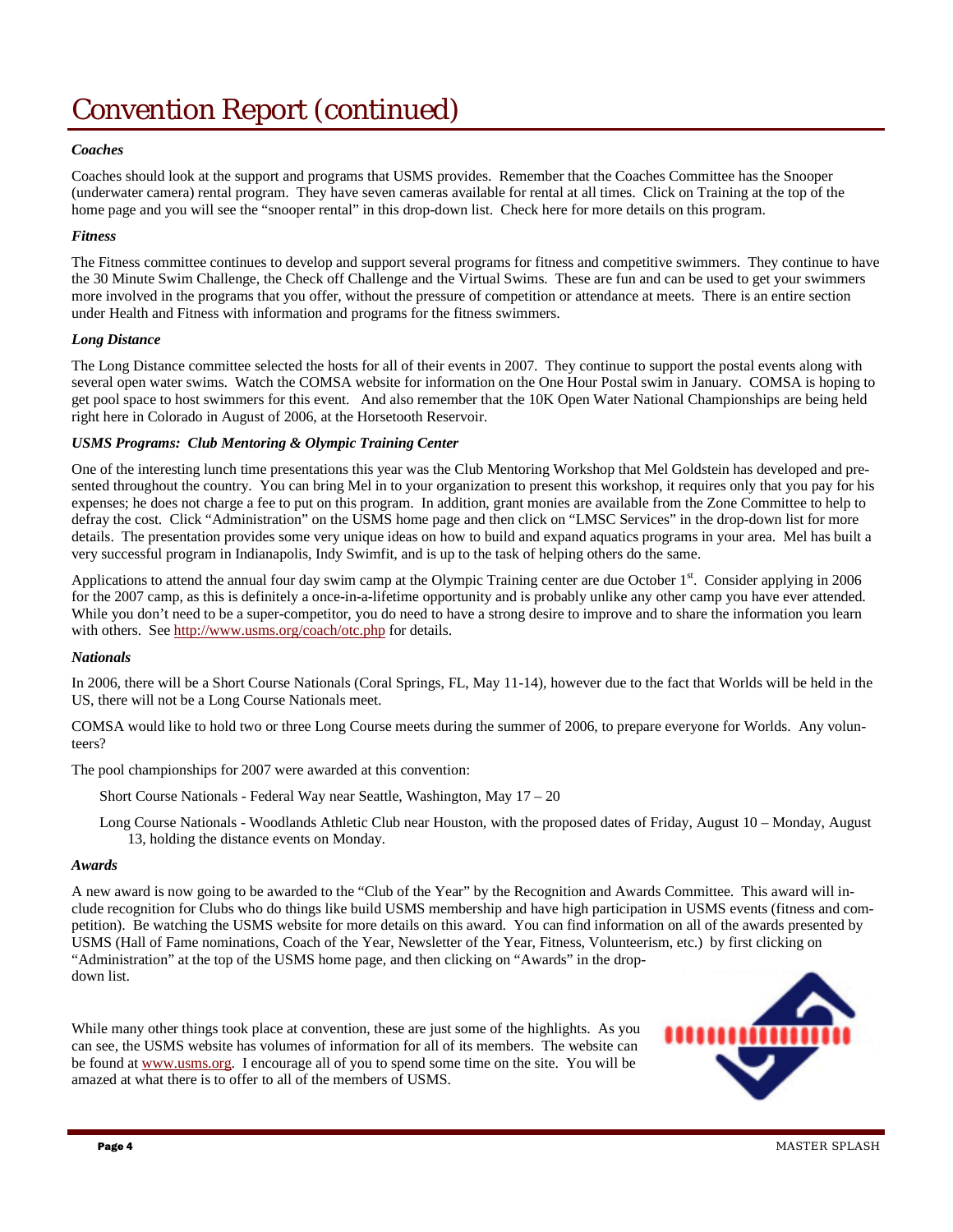# Convention Report (continued)

***Coaches***

Coaches should look at the support and programs that USMS provides. Remember that the Coaches Committee has the Snooper (underwater camera) rental program. They have seven cameras available for rental at all times. Click on Training at the top of the home page and you will see the "snooper rental" in this drop-down list. Check here for more details on this program.

***Fitness***

The Fitness committee continues to develop and support several programs for fitness and competitive swimmers. They continue to have the 30 Minute Swim Challenge, the Check off Challenge and the Virtual Swims. These are fun and can be used to get your swimmers more involved in the programs that you offer, without the pressure of competition or attendance at meets. There is an entire section under Health and Fitness with information and programs for the fitness swimmers.

***Long Distance***

The Long Distance committee selected the hosts for all of their events in 2007. They continue to support the postal events along with several open water swims. Watch the COMSA website for information on the One Hour Postal swim in January. COMSA is hoping to get pool space to host swimmers for this event. And also remember that the 10K Open Water National Championships are being held right here in Colorado in August of 2006, at the Horsetooth Reservoir.

***USMS Programs: Club Mentoring & Olympic Training Center***

One of the interesting lunch time presentations this year was the Club Mentoring Workshop that Mel Goldstein has developed and presented throughout the country. You can bring Mel in to your organization to present this workshop, it requires only that you pay for his expenses; he does not charge a fee to put on this program. In addition, grant monies are available from the Zone Committee to help to defray the cost. Click "Administration" on the USMS home page and then click on "LMSC Services" in the drop-down list for more details. The presentation provides some very unique ideas on how to build and expand aquatics programs in your area. Mel has built a very successful program in Indianapolis, Indy Swimfit, and is up to the task of helping others do the same.

Applications to attend the annual four day swim camp at the Olympic Training center are due October 1st. Consider applying in 2006 for the 2007 camp, as this is definitely a once-in-a-lifetime opportunity and is probably unlike any other camp you have ever attended. While you don't need to be a super-competitor, you do need to have a strong desire to improve and to share the information you learn with others. See http://www.usms.org/coach/otc.php for details.

***Nationals***

In 2006, there will be a Short Course Nationals (Coral Springs, FL, May 11-14), however due to the fact that Worlds will be held in the US, there will not be a Long Course Nationals meet.

COMSA would like to hold two or three Long Course meets during the summer of 2006, to prepare everyone for Worlds. Any volunteers?

The pool championships for 2007 were awarded at this convention:

Short Course Nationals - Federal Way near Seattle, Washington, May 17 – 20

Long Course Nationals - Woodlands Athletic Club near Houston, with the proposed dates of Friday, August 10 – Monday, August 13, holding the distance events on Monday.

***Awards***

A new award is now going to be awarded to the "Club of the Year" by the Recognition and Awards Committee. This award will include recognition for Clubs who do things like build USMS membership and have high participation in USMS events (fitness and competition). Be watching the USMS website for more details on this award. You can find information on all of the awards presented by USMS (Hall of Fame nominations, Coach of the Year, Newsletter of the Year, Fitness, Volunteerism, etc.) by first clicking on "Administration" at the top of the USMS home page, and then clicking on "Awards" in the drop-down list.

While many other things took place at convention, these are just some of the highlights. As you can see, the USMS website has volumes of information for all of its members. The website can be found at www.usms.org. I encourage all of you to spend some time on the site. You will be amazed at what there is to offer to all of the members of USMS.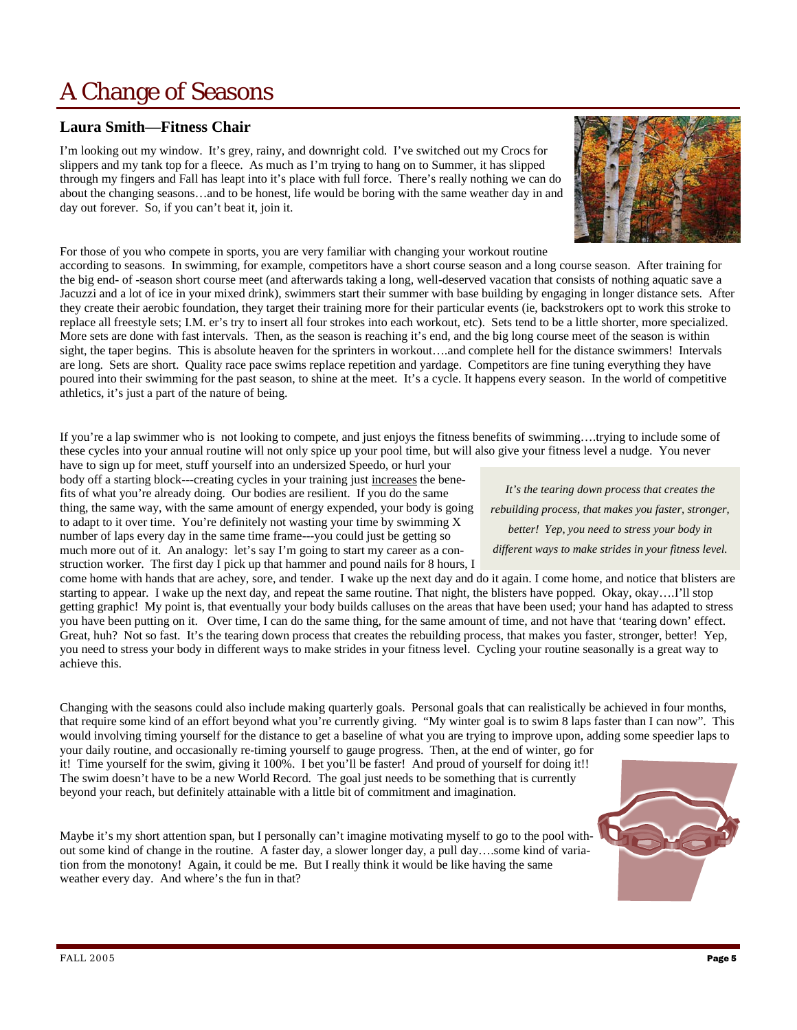# A Change of Seasons

### Laura Smith—Fitness Chair

I'm looking out my window. It's grey, rainy, and downright cold. I've switched out my Crocs for slippers and my tank top for a fleece. As much as I'm trying to hang on to Summer, it has slipped through my fingers and Fall has leapt into it's place with full force. There's really nothing we can do about the changing seasons…and to be honest, life would be boring with the same weather day in and day out forever. So, if you can't beat it, join it.

For those of you who compete in sports, you are very familiar with changing your workout routine according to seasons. In swimming, for example, competitors have a short course season and a long course season. After training for the big end- of -season short course meet (and afterwards taking a long, well-deserved vacation that consists of nothing aquatic save a Jacuzzi and a lot of ice in your mixed drink), swimmers start their summer with base building by engaging in longer distance sets. After they create their aerobic foundation, they target their training more for their particular events (ie, backstrokers opt to work this stroke to replace all freestyle sets; I.M. er's try to insert all four strokes into each workout, etc). Sets tend to be a little shorter, more specialized. More sets are done with fast intervals. Then, as the season is reaching it's end, and the big long course meet of the season is within sight, the taper begins. This is absolute heaven for the sprinters in workout….and complete hell for the distance swimmers! Intervals are long. Sets are short. Quality race pace swims replace repetition and yardage. Competitors are fine tuning everything they have poured into their swimming for the past season, to shine at the meet. It's a cycle. It happens every season. In the world of competitive athletics, it's just a part of the nature of being.

If you're a lap swimmer who is not looking to compete, and just enjoys the fitness benefits of swimming….trying to include some of these cycles into your annual routine will not only spice up your pool time, but will also give your fitness level a nudge. You never have to sign up for meet, stuff yourself into an undersized Speedo, or hurl your body off a starting block---creating cycles in your training just <u>increases</u> the benefits of what you're already doing. Our bodies are resilient. If you do the same thing, the same way, with the same amount of energy expended, your body is going to adapt to it over time. You're definitely not wasting your time by swimming X number of laps every day in the same time frame---you could just be getting so much more out of it. An analogy: let's say I'm going to start my career as a construction worker. The first day I pick up that hammer and pound nails for 8 hours, I come home with hands that are achey, sore, and tender. I wake up the next day and do it again. I come home, and notice that blisters are starting to appear. I wake up the next day, and repeat the same routine. That night, the blisters have popped. Okay, okay….I'll stop getting graphic! My point is, that eventually your body builds calluses on the areas that have been used; your hand has adapted to stress you have been putting on it. Over time, I can do the same thing, for the same amount of time, and not have that 'tearing down' effect. Great, huh? Not so fast. It's the tearing down process that creates the rebuilding process, that makes you faster, stronger, better! Yep, you need to stress your body in different ways to make strides in your fitness level. Cycling your routine seasonally is a great way to achieve this.

> *It's the tearing down process that creates the rebuilding process, that makes you faster, stronger, better! Yep, you need to stress your body in different ways to make strides in your fitness level.*

Changing with the seasons could also include making quarterly goals. Personal goals that can realistically be achieved in four months, that require some kind of an effort beyond what you're currently giving. "My winter goal is to swim 8 laps faster than I can now". This would involving timing yourself for the distance to get a baseline of what you are trying to improve upon, adding some speedier laps to your daily routine, and occasionally re-timing yourself to gauge progress. Then, at the end of winter, go for it! Time yourself for the swim, giving it 100%. I bet you'll be faster! And proud of yourself for doing it!! The swim doesn't have to be a new World Record. The goal just needs to be something that is currently beyond your reach, but definitely attainable with a little bit of commitment and imagination.

Maybe it's my short attention span, but I personally can't imagine motivating myself to go to the pool without some kind of change in the routine. A faster day, a slower longer day, a pull day….some kind of variation from the monotony! Again, it could be me. But I really think it would be like having the same weather every day. And where's the fun in that?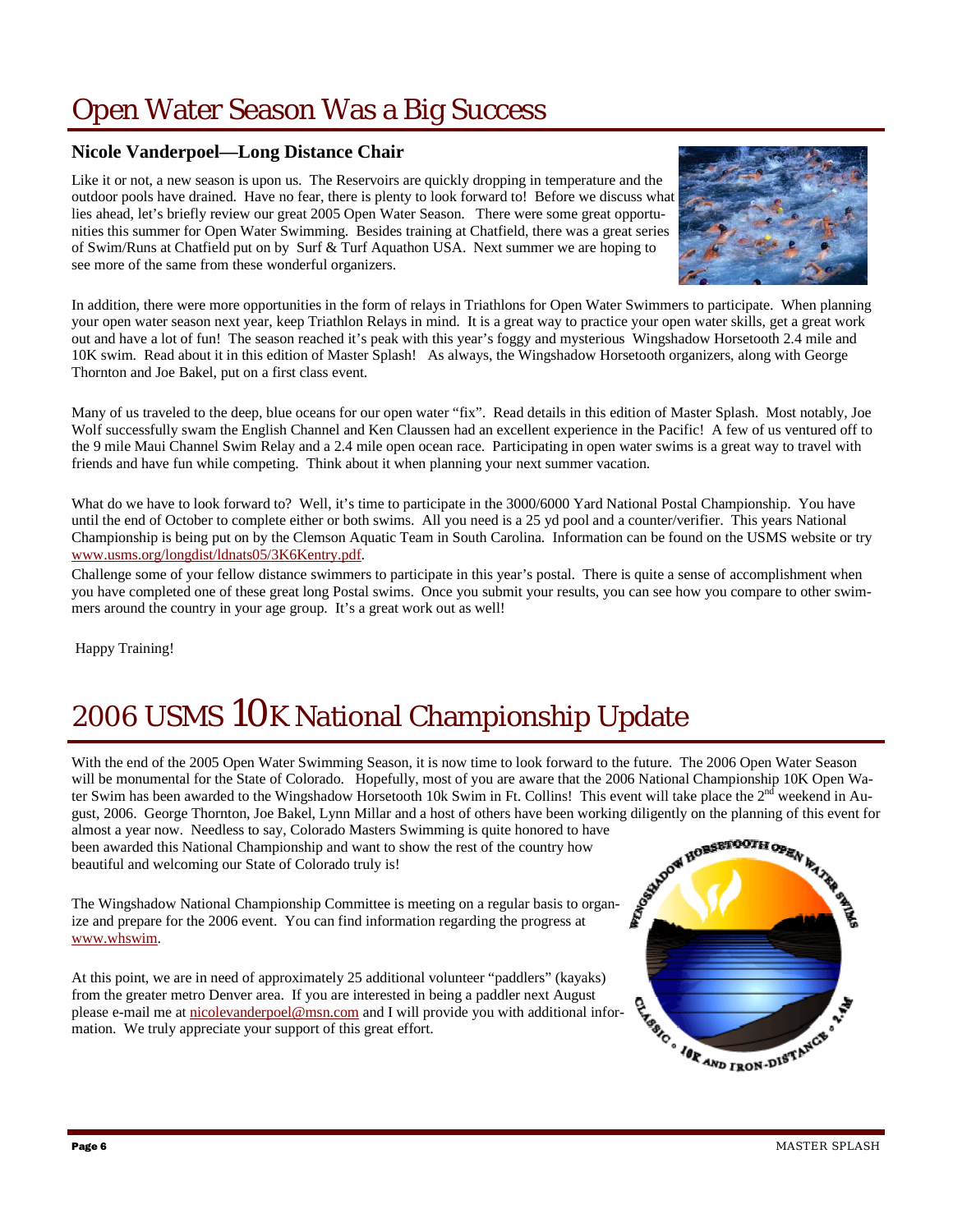# Open Water Season Was a Big Success

### Nicole Vanderpoel—Long Distance Chair

Like it or not, a new season is upon us. The Reservoirs are quickly dropping in temperature and the outdoor pools have drained. Have no fear, there is plenty to look forward to! Before we discuss what lies ahead, let's briefly review our great 2005 Open Water Season. There were some great opportunities this summer for Open Water Swimming. Besides training at Chatfield, there was a great series of Swim/Runs at Chatfield put on by Surf & Turf Aquathon USA. Next summer we are hoping to see more of the same from these wonderful organizers.

In addition, there were more opportunities in the form of relays in Triathlons for Open Water Swimmers to participate. When planning your open water season next year, keep Triathlon Relays in mind. It is a great way to practice your open water skills, get a great work out and have a lot of fun! The season reached it's peak with this year's foggy and mysterious Wingshadow Horsetooth 2.4 mile and 10K swim. Read about it in this edition of Master Splash! As always, the Wingshadow Horsetooth organizers, along with George Thornton and Joe Bakel, put on a first class event.

Many of us traveled to the deep, blue oceans for our open water "fix". Read details in this edition of Master Splash. Most notably, Joe Wolf successfully swam the English Channel and Ken Claussen had an excellent experience in the Pacific! A few of us ventured off to the 9 mile Maui Channel Swim Relay and a 2.4 mile open ocean race. Participating in open water swims is a great way to travel with friends and have fun while competing. Think about it when planning your next summer vacation.

What do we have to look forward to? Well, it's time to participate in the 3000/6000 Yard National Postal Championship. You have until the end of October to complete either or both swims. All you need is a 25 yd pool and a counter/verifier. This years National Championship is being put on by the Clemson Aquatic Team in South Carolina. Information can be found on the USMS website or try www.usms.org/longdist/ldnats05/3K6Kentry.pdf.

Challenge some of your fellow distance swimmers to participate in this year's postal. There is quite a sense of accomplishment when you have completed one of these great long Postal swims. Once you submit your results, you can see how you compare to other swimmers around the country in your age group. It's a great work out as well!

Happy Training!

# 2006 USMS 10K National Championship Update

With the end of the 2005 Open Water Swimming Season, it is now time to look forward to the future. The 2006 Open Water Season will be monumental for the State of Colorado. Hopefully, most of you are aware that the 2006 National Championship 10K Open Water Swim has been awarded to the Wingshadow Horsetooth 10k Swim in Ft. Collins! This event will take place the 2nd weekend in August, 2006. George Thornton, Joe Bakel, Lynn Millar and a host of others have been working diligently on the planning of this event for almost a year now. Needless to say, Colorado Masters Swimming is quite honored to have been awarded this National Championship and want to show the rest of the country how beautiful and welcoming our State of Colorado truly is!

The Wingshadow National Championship Committee is meeting on a regular basis to organize and prepare for the 2006 event. You can find information regarding the progress at www.whswim.

At this point, we are in need of approximately 25 additional volunteer "paddlers" (kayaks) from the greater metro Denver area. If you are interested in being a paddler next August please e-mail me at nicolevanderpoel@msn.com and I will provide you with additional information. We truly appreciate your support of this great effort.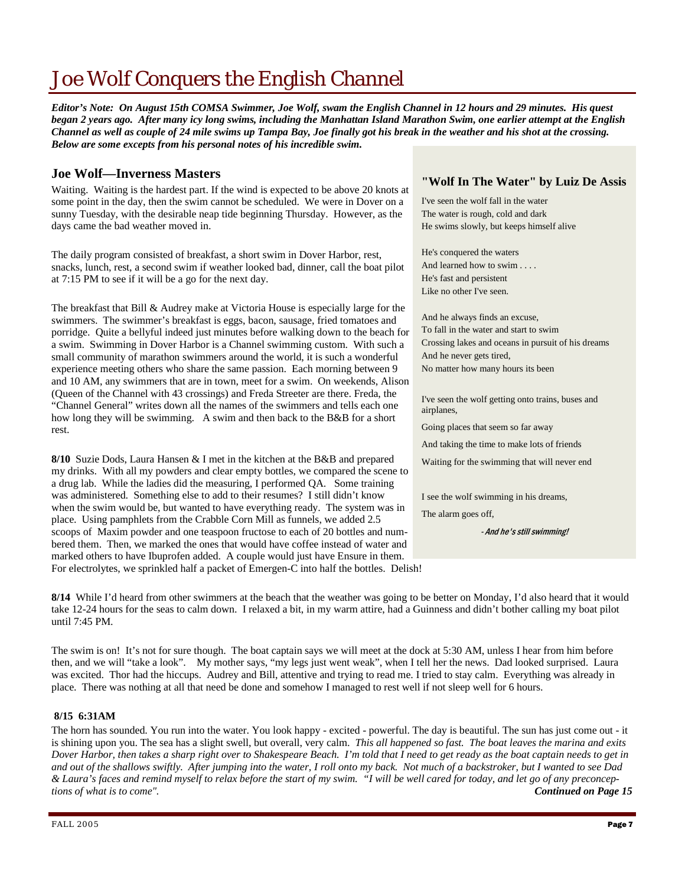# Joe Wolf Conquers the English Channel

***Editor's Note: On August 15th COMSA Swimmer, Joe Wolf, swam the English Channel in 12 hours and 29 minutes. His quest began 2 years ago. After many icy long swims, including the Manhattan Island Marathon Swim, one earlier attempt at the English Channel as well as couple of 24 mile swims up Tampa Bay, Joe finally got his break in the weather and his shot at the crossing. Below are some excepts from his personal notes of his incredible swim.***

## Joe Wolf—Inverness Masters

Waiting. Waiting is the hardest part. If the wind is expected to be above 20 knots at some point in the day, then the swim cannot be scheduled. We were in Dover on a sunny Tuesday, with the desirable neap tide beginning Thursday. However, as the days came the bad weather moved in.

The daily program consisted of breakfast, a short swim in Dover Harbor, rest, snacks, lunch, rest, a second swim if weather looked bad, dinner, call the boat pilot at 7:15 PM to see if it will be a go for the next day.

The breakfast that Bill & Audrey make at Victoria House is especially large for the swimmers. The swimmer's breakfast is eggs, bacon, sausage, fried tomatoes and porridge. Quite a bellyful indeed just minutes before walking down to the beach for a swim. Swimming in Dover Harbor is a Channel swimming custom. With such a small community of marathon swimmers around the world, it is such a wonderful experience meeting others who share the same passion. Each morning between 9 and 10 AM, any swimmers that are in town, meet for a swim. On weekends, Alison (Queen of the Channel with 43 crossings) and Freda Streeter are there. Freda, the "Channel General" writes down all the names of the swimmers and tells each one how long they will be swimming. A swim and then back to the B&B for a short rest.

**8/10** Suzie Dods, Laura Hansen & I met in the kitchen at the B&B and prepared my drinks. With all my powders and clear empty bottles, we compared the scene to a drug lab. While the ladies did the measuring, I performed QA. Some training was administered. Something else to add to their resumes? I still didn't know when the swim would be, but wanted to have everything ready. The system was in place. Using pamphlets from the Crabble Corn Mill as funnels, we added 2.5 scoops of Maxim powder and one teaspoon fructose to each of 20 bottles and numbered them. Then, we marked the ones that would have coffee instead of water and marked others to have Ibuprofen added. A couple would just have Ensure in them. For electrolytes, we sprinkled half a packet of Emergen-C into half the bottles. Delish!

### "Wolf In The Water" by Luiz De Assis

I've seen the wolf fall in the water  
The water is rough, cold and dark  
He swims slowly, but keeps himself alive

He's conquered the waters  
And learned how to swim . . . .  
He's fast and persistent  
Like no other I've seen.

And he always finds an excuse,  
To fall in the water and start to swim  
Crossing lakes and oceans in pursuit of his dreams  
And he never gets tired,  
No matter how many hours its been

I've seen the wolf getting onto trains, buses and airplanes,

Going places that seem so far away

And taking the time to make lots of friends

Waiting for the swimming that will never end

I see the wolf swimming in his dreams,

The alarm goes off,

***- And he's still swimming!***

**8/14** While I'd heard from other swimmers at the beach that the weather was going to be better on Monday, I'd also heard that it would take 12-24 hours for the seas to calm down. I relaxed a bit, in my warm attire, had a Guinness and didn't bother calling my boat pilot until 7:45 PM.

The swim is on! It's not for sure though. The boat captain says we will meet at the dock at 5:30 AM, unless I hear from him before then, and we will "take a look". My mother says, "my legs just went weak", when I tell her the news. Dad looked surprised. Laura was excited. Thor had the hiccups. Audrey and Bill, attentive and trying to read me. I tried to stay calm. Everything was already in place. There was nothing at all that need be done and somehow I managed to rest well if not sleep well for 6 hours.

**8/15 6:31AM**

The horn has sounded. You run into the water. You look happy - excited - powerful. The day is beautiful. The sun has just come out - it is shining upon you. The sea has a slight swell, but overall, very calm. *This all happened so fast. The boat leaves the marina and exits Dover Harbor, then takes a sharp right over to Shakespeare Beach. I'm told that I need to get ready as the boat captain needs to get in and out of the shallows swiftly. After jumping into the water, I roll onto my back. Not much of a backstroker, but I wanted to see Dad & Laura's faces and remind myself to relax before the start of my swim. "I will be well cared for today, and let go of any preconceptions of what is to come".* ***Continued on Page 15***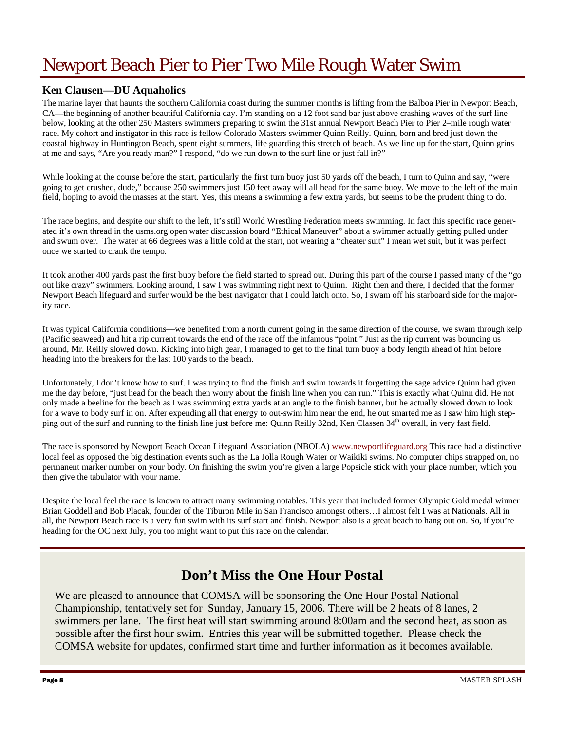# Newport Beach Pier to Pier Two Mile Rough Water Swim

### Ken Clausen—DU Aquaholics

The marine layer that haunts the southern California coast during the summer months is lifting from the Balboa Pier in Newport Beach, CA—the beginning of another beautiful California day. I'm standing on a 12 foot sand bar just above crashing waves of the surf line below, looking at the other 250 Masters swimmers preparing to swim the 31st annual Newport Beach Pier to Pier 2–mile rough water race. My cohort and instigator in this race is fellow Colorado Masters swimmer Quinn Reilly. Quinn, born and bred just down the coastal highway in Huntington Beach, spent eight summers, life guarding this stretch of beach. As we line up for the start, Quinn grins at me and says, "Are you ready man?" I respond, "do we run down to the surf line or just fall in?"

While looking at the course before the start, particularly the first turn buoy just 50 yards off the beach, I turn to Quinn and say, "were going to get crushed, dude," because 250 swimmers just 150 feet away will all head for the same buoy. We move to the left of the main field, hoping to avoid the masses at the start. Yes, this means a swimming a few extra yards, but seems to be the prudent thing to do.

The race begins, and despite our shift to the left, it's still World Wrestling Federation meets swimming. In fact this specific race generated it's own thread in the usms.org open water discussion board "Ethical Maneuver" about a swimmer actually getting pulled under and swum over. The water at 66 degrees was a little cold at the start, not wearing a "cheater suit" I mean wet suit, but it was perfect once we started to crank the tempo.

It took another 400 yards past the first buoy before the field started to spread out. During this part of the course I passed many of the "go out like crazy" swimmers. Looking around, I saw I was swimming right next to Quinn. Right then and there, I decided that the former Newport Beach lifeguard and surfer would be the best navigator that I could latch onto. So, I swam off his starboard side for the majority race.

It was typical California conditions—we benefited from a north current going in the same direction of the course, we swam through kelp (Pacific seaweed) and hit a rip current towards the end of the race off the infamous "point." Just as the rip current was bouncing us around, Mr. Reilly slowed down. Kicking into high gear, I managed to get to the final turn buoy a body length ahead of him before heading into the breakers for the last 100 yards to the beach.

Unfortunately, I don't know how to surf. I was trying to find the finish and swim towards it forgetting the sage advice Quinn had given me the day before, "just head for the beach then worry about the finish line when you can run." This is exactly what Quinn did. He not only made a beeline for the beach as I was swimming extra yards at an angle to the finish banner, but he actually slowed down to look for a wave to body surf in on. After expending all that energy to out-swim him near the end, he out smarted me as I saw him high stepping out of the surf and running to the finish line just before me: Quinn Reilly 32nd, Ken Classen 34th overall, in very fast field.

The race is sponsored by Newport Beach Ocean Lifeguard Association (NBOLA) www.newportlifeguard.org This race had a distinctive local feel as opposed the big destination events such as the La Jolla Rough Water or Waikiki swims. No computer chips strapped on, no permanent marker number on your body. On finishing the swim you're given a large Popsicle stick with your place number, which you then give the tabulator with your name.

Despite the local feel the race is known to attract many swimming notables. This year that included former Olympic Gold medal winner Brian Goddell and Bob Placak, founder of the Tiburon Mile in San Francisco amongst others…I almost felt I was at Nationals. All in all, the Newport Beach race is a very fun swim with its surf start and finish. Newport also is a great beach to hang out on. So, if you're heading for the OC next July, you too might want to put this race on the calendar.

## Don't Miss the One Hour Postal

We are pleased to announce that COMSA will be sponsoring the One Hour Postal National Championship, tentatively set for Sunday, January 15, 2006. There will be 2 heats of 8 lanes, 2 swimmers per lane. The first heat will start swimming around 8:00am and the second heat, as soon as possible after the first hour swim. Entries this year will be submitted together. Please check the COMSA website for updates, confirmed start time and further information as it becomes available.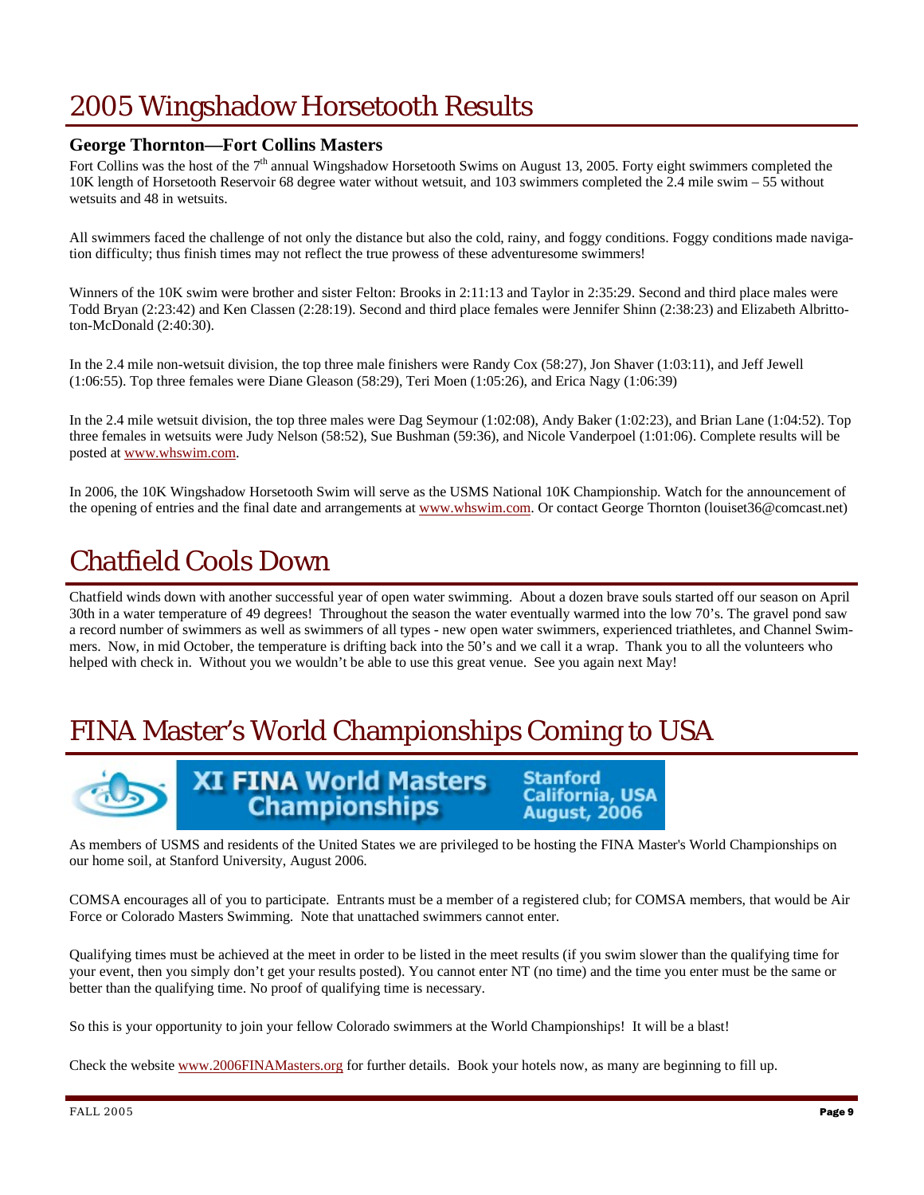# 2005 Wingshadow Horsetooth Results

### George Thornton—Fort Collins Masters

Fort Collins was the host of the 7th annual Wingshadow Horsetooth Swims on August 13, 2005. Forty eight swimmers completed the 10K length of Horsetooth Reservoir 68 degree water without wetsuit, and 103 swimmers completed the 2.4 mile swim – 55 without wetsuits and 48 in wetsuits.

All swimmers faced the challenge of not only the distance but also the cold, rainy, and foggy conditions. Foggy conditions made navigation difficulty; thus finish times may not reflect the true prowess of these adventuresome swimmers!

Winners of the 10K swim were brother and sister Felton: Brooks in 2:11:13 and Taylor in 2:35:29. Second and third place males were Todd Bryan (2:23:42) and Ken Classen (2:28:19). Second and third place females were Jennifer Shinn (2:38:23) and Elizabeth Albritton-McDonald (2:40:30).

In the 2.4 mile non-wetsuit division, the top three male finishers were Randy Cox (58:27), Jon Shaver (1:03:11), and Jeff Jewell (1:06:55). Top three females were Diane Gleason (58:29), Teri Moen (1:05:26), and Erica Nagy (1:06:39)

In the 2.4 mile wetsuit division, the top three males were Dag Seymour (1:02:08), Andy Baker (1:02:23), and Brian Lane (1:04:52). Top three females in wetsuits were Judy Nelson (58:52), Sue Bushman (59:36), and Nicole Vanderpoel (1:01:06). Complete results will be posted at www.whswim.com.

In 2006, the 10K Wingshadow Horsetooth Swim will serve as the USMS National 10K Championship. Watch for the announcement of the opening of entries and the final date and arrangements at www.whswim.com. Or contact George Thornton (louiset36@comcast.net)

# Chatfield Cools Down

Chatfield winds down with another successful year of open water swimming. About a dozen brave souls started off our season on April 30th in a water temperature of 49 degrees! Throughout the season the water eventually warmed into the low 70's. The gravel pond saw a record number of swimmers as well as swimmers of all types - new open water swimmers, experienced triathletes, and Channel Swimmers. Now, in mid October, the temperature is drifting back into the 50's and we call it a wrap. Thank you to all the volunteers who helped with check in. Without you we wouldn't be able to use this great venue. See you again next May!

# FINA Master's World Championships Coming to USA

**XI FINA World Masters Championships** — Stanford California, USA August, 2006

As members of USMS and residents of the United States we are privileged to be hosting the FINA Master's World Championships on our home soil, at Stanford University, August 2006.

COMSA encourages all of you to participate. Entrants must be a member of a registered club; for COMSA members, that would be Air Force or Colorado Masters Swimming. Note that unattached swimmers cannot enter.

Qualifying times must be achieved at the meet in order to be listed in the meet results (if you swim slower than the qualifying time for your event, then you simply don't get your results posted). You cannot enter NT (no time) and the time you enter must be the same or better than the qualifying time. No proof of qualifying time is necessary.

So this is your opportunity to join your fellow Colorado swimmers at the World Championships! It will be a blast!

Check the website www.2006FINAMasters.org for further details. Book your hotels now, as many are beginning to fill up.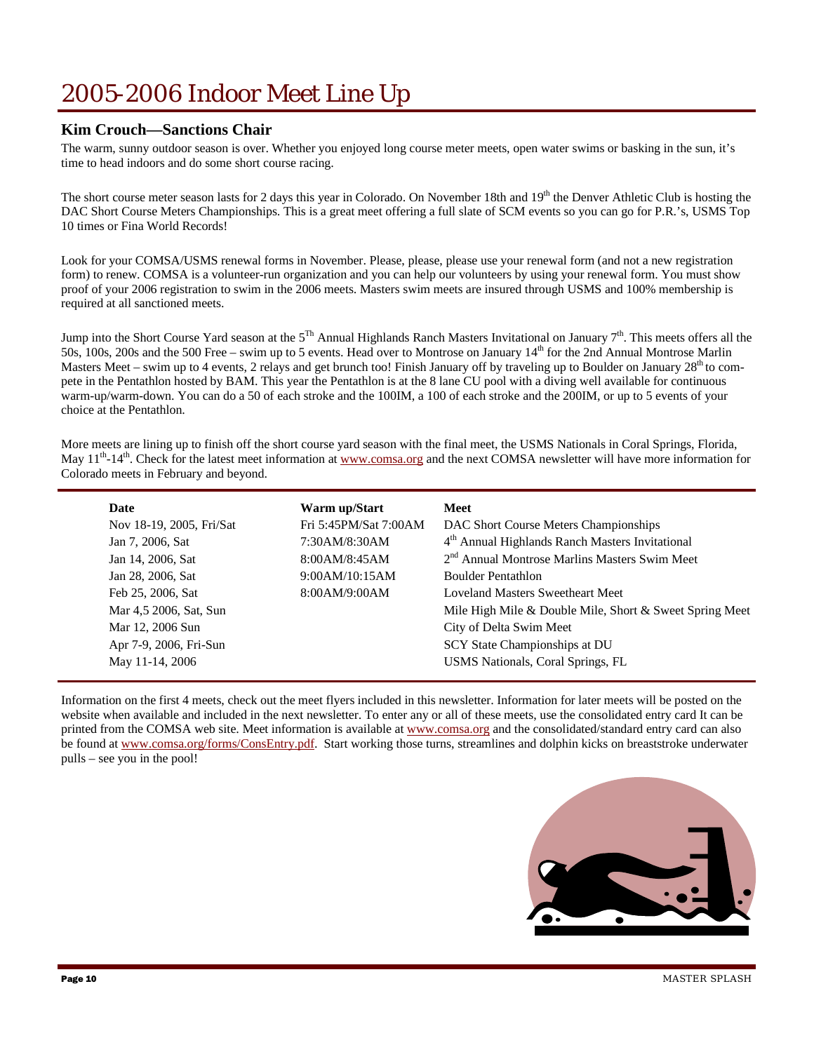# 2005-2006 Indoor Meet Line Up

### Kim Crouch—Sanctions Chair

The warm, sunny outdoor season is over. Whether you enjoyed long course meter meets, open water swims or basking in the sun, it's time to head indoors and do some short course racing.

The short course meter season lasts for 2 days this year in Colorado. On November 18th and 19th the Denver Athletic Club is hosting the DAC Short Course Meters Championships. This is a great meet offering a full slate of SCM events so you can go for P.R.'s, USMS Top 10 times or Fina World Records!

Look for your COMSA/USMS renewal forms in November. Please, please, please use your renewal form (and not a new registration form) to renew. COMSA is a volunteer-run organization and you can help our volunteers by using your renewal form. You must show proof of your 2006 registration to swim in the 2006 meets. Masters swim meets are insured through USMS and 100% membership is required at all sanctioned meets.

Jump into the Short Course Yard season at the 5Th Annual Highlands Ranch Masters Invitational on January 7th. This meets offers all the 50s, 100s, 200s and the 500 Free – swim up to 5 events. Head over to Montrose on January 14th for the 2nd Annual Montrose Marlin Masters Meet – swim up to 4 events, 2 relays and get brunch too! Finish January off by traveling up to Boulder on January 28th to compete in the Pentathlon hosted by BAM. This year the Pentathlon is at the 8 lane CU pool with a diving well available for continuous warm-up/warm-down. You can do a 50 of each stroke and the 100IM, a 100 of each stroke and the 200IM, or up to 5 events of your choice at the Pentathlon.

More meets are lining up to finish off the short course yard season with the final meet, the USMS Nationals in Coral Springs, Florida, May 11th-14th. Check for the latest meet information at www.comsa.org and the next COMSA newsletter will have more information for Colorado meets in February and beyond.

| Date | Warm up/Start | Meet |
|---|---|---|
| Nov 18-19, 2005, Fri/Sat | Fri 5:45PM/Sat 7:00AM | DAC Short Course Meters Championships |
| Jan 7, 2006, Sat | 7:30AM/8:30AM | 4th Annual Highlands Ranch Masters Invitational |
| Jan 14, 2006, Sat | 8:00AM/8:45AM | 2nd Annual Montrose Marlins Masters Swim Meet |
| Jan 28, 2006, Sat | 9:00AM/10:15AM | Boulder Pentathlon |
| Feb 25, 2006, Sat | 8:00AM/9:00AM | Loveland Masters Sweetheart Meet |
| Mar 4,5 2006, Sat, Sun | | Mile High Mile & Double Mile, Short & Sweet Spring Meet |
| Mar 12, 2006 Sun | | City of Delta Swim Meet |
| Apr 7-9, 2006, Fri-Sun | | SCY State Championships at DU |
| May 11-14, 2006 | | USMS Nationals, Coral Springs, FL |

Information on the first 4 meets, check out the meet flyers included in this newsletter. Information for later meets will be posted on the website when available and included in the next newsletter. To enter any or all of these meets, use the consolidated entry card It can be printed from the COMSA web site. Meet information is available at www.comsa.org and the consolidated/standard entry card can also be found at www.comsa.org/forms/ConsEntry.pdf. Start working those turns, streamlines and dolphin kicks on breaststroke underwater pulls – see you in the pool!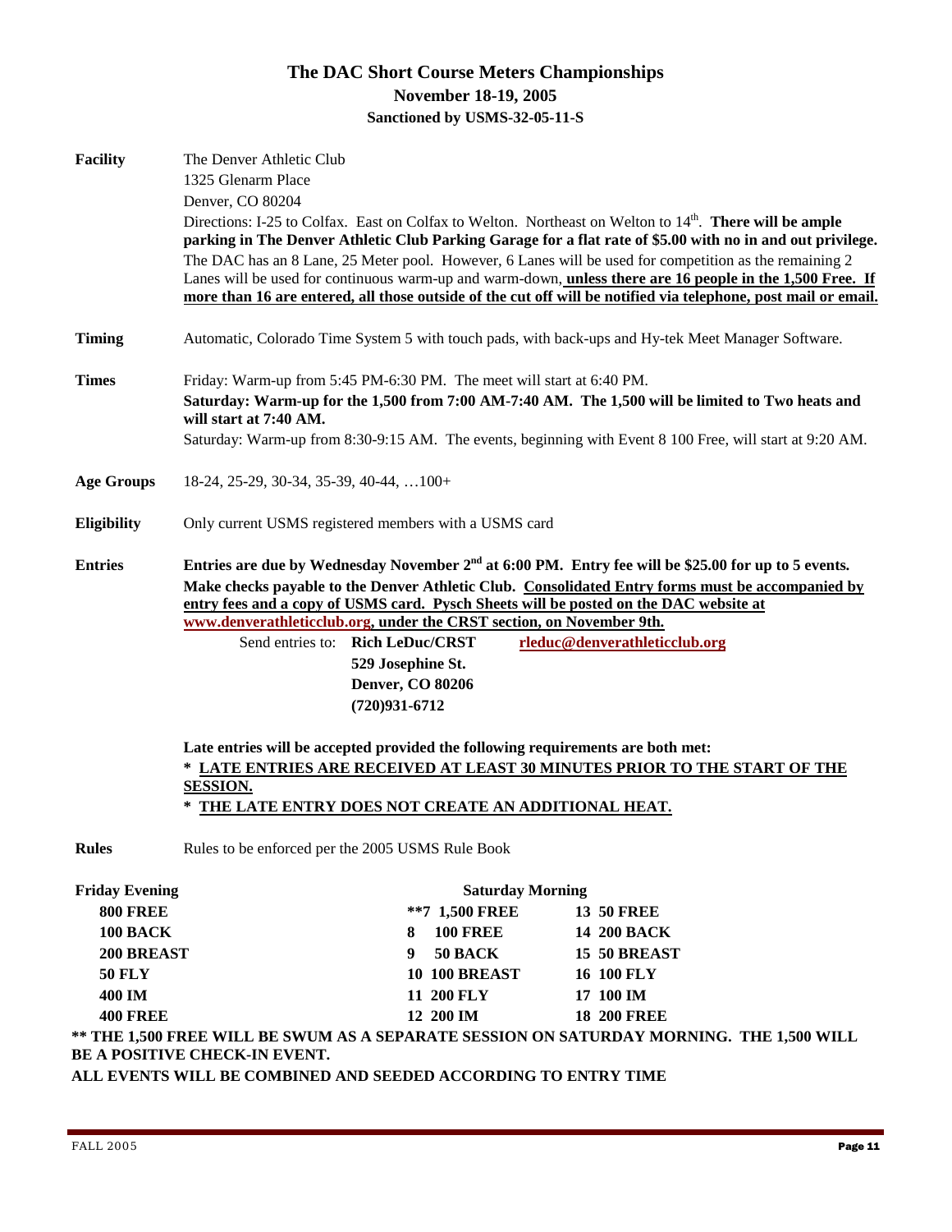# The DAC Short Course Meters Championships

**November 18-19, 2005**

**Sanctioned by USMS-32-05-11-S**

**Facility**

The Denver Athletic Club
1325 Glenarm Place
Denver, CO 80204

Directions: I-25 to Colfax. East on Colfax to Welton. Northeast on Welton to 14th. **There will be ample parking in The Denver Athletic Club Parking Garage for a flat rate of $5.00 with no in and out privilege.**

The DAC has an 8 Lane, 25 Meter pool. However, 6 Lanes will be used for competition as the remaining 2 Lanes will be used for continuous warm-up and warm-down, **unless there are 16 people in the 1,500 Free. If more than 16 are entered, all those outside of the cut off will be notified via telephone, post mail or email.**

**Timing**

Automatic, Colorado Time System 5 with touch pads, with back-ups and Hy-tek Meet Manager Software.

**Times**

Friday: Warm-up from 5:45 PM-6:30 PM. The meet will start at 6:40 PM.

**Saturday: Warm-up for the 1,500 from 7:00 AM-7:40 AM. The 1,500 will be limited to Two heats and will start at 7:40 AM.**

Saturday: Warm-up from 8:30-9:15 AM. The events, beginning with Event 8 100 Free, will start at 9:20 AM.

**Age Groups**

18-24, 25-29, 30-34, 35-39, 40-44, …100+

**Eligibility**

Only current USMS registered members with a USMS card

**Entries**

**Entries are due by Wednesday November 2nd at 6:00 PM. Entry fee will be $25.00 for up to 5 events.**

**Make checks payable to the Denver Athletic Club. Consolidated Entry forms must be accompanied by entry fees and a copy of USMS card. Pysch Sheets will be posted on the DAC website at www.denverathleticclub.org, under the CRST section, on November 9th.**

Send entries to: **Rich LeDuc/CRST** **rleduc@denverathleticclub.org**
**529 Josephine St.**
**Denver, CO 80206**
**(720)931-6712**

**Late entries will be accepted provided the following requirements are both met:**

**\* LATE ENTRIES ARE RECEIVED AT LEAST 30 MINUTES PRIOR TO THE START OF THE SESSION.**

**\* THE LATE ENTRY DOES NOT CREATE AN ADDITIONAL HEAT.**

**Rules**

Rules to be enforced per the 2005 USMS Rule Book

| Friday Evening | Saturday Morning | |
|---|---|---|
| 800 FREE | **7 1,500 FREE | 13 50 FREE |
| 100 BACK | 8 100 FREE | 14 200 BACK |
| 200 BREAST | 9 50 BACK | 15 50 BREAST |
| 50 FLY | 10 100 BREAST | 16 100 FLY |
| 400 IM | 11 200 FLY | 17 100 IM |
| 400 FREE | 12 200 IM | 18 200 FREE |

**\*\* THE 1,500 FREE WILL BE SWUM AS A SEPARATE SESSION ON SATURDAY MORNING. THE 1,500 WILL BE A POSITIVE CHECK-IN EVENT.**

**ALL EVENTS WILL BE COMBINED AND SEEDED ACCORDING TO ENTRY TIME**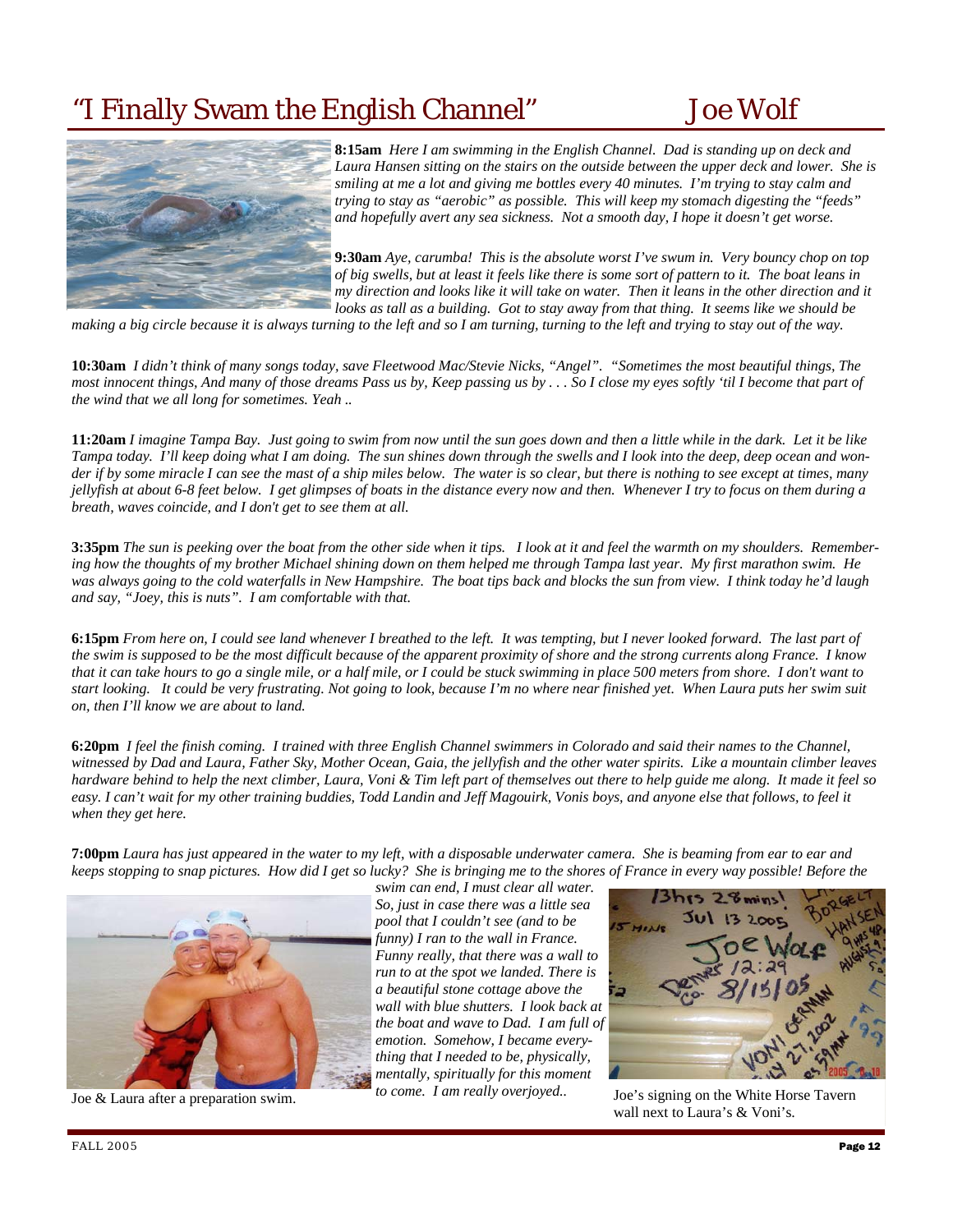# "I Finally Swam the English Channel" Joe Wolf

**8:15am** *Here I am swimming in the English Channel. Dad is standing up on deck and Laura Hansen sitting on the stairs on the outside between the upper deck and lower. She is smiling at me a lot and giving me bottles every 40 minutes. I'm trying to stay calm and trying to stay as "aerobic" as possible. This will keep my stomach digesting the "feeds" and hopefully avert any sea sickness. Not a smooth day, I hope it doesn't get worse.*

**9:30am** *Aye, carumba! This is the absolute worst I've swum in. Very bouncy chop on top of big swells, but at least it feels like there is some sort of pattern to it. The boat leans in my direction and looks like it will take on water. Then it leans in the other direction and it looks as tall as a building. Got to stay away from that thing. It seems like we should be making a big circle because it is always turning to the left and so I am turning, turning to the left and trying to stay out of the way.*

**10:30am** *I didn't think of many songs today, save Fleetwood Mac/Stevie Nicks, "Angel". "Sometimes the most beautiful things, The most innocent things, And many of those dreams Pass us by, Keep passing us by . . . So I close my eyes softly 'til I become that part of the wind that we all long for sometimes. Yeah ..*

**11:20am** *I imagine Tampa Bay. Just going to swim from now until the sun goes down and then a little while in the dark. Let it be like Tampa today. I'll keep doing what I am doing. The sun shines down through the swells and I look into the deep, deep ocean and wonder if by some miracle I can see the mast of a ship miles below. The water is so clear, but there is nothing to see except at times, many jellyfish at about 6-8 feet below. I get glimpses of boats in the distance every now and then. Whenever I try to focus on them during a breath, waves coincide, and I don't get to see them at all.*

**3:35pm** *The sun is peeking over the boat from the other side when it tips. I look at it and feel the warmth on my shoulders. Remembering how the thoughts of my brother Michael shining down on them helped me through Tampa last year. My first marathon swim. He was always going to the cold waterfalls in New Hampshire. The boat tips back and blocks the sun from view. I think today he'd laugh and say, "Joey, this is nuts". I am comfortable with that.*

**6:15pm** *From here on, I could see land whenever I breathed to the left. It was tempting, but I never looked forward. The last part of the swim is supposed to be the most difficult because of the apparent proximity of shore and the strong currents along France. I know that it can take hours to go a single mile, or a half mile, or I could be stuck swimming in place 500 meters from shore. I don't want to start looking. It could be very frustrating. Not going to look, because I'm no where near finished yet. When Laura puts her swim suit on, then I'll know we are about to land.*

**6:20pm** *I feel the finish coming. I trained with three English Channel swimmers in Colorado and said their names to the Channel, witnessed by Dad and Laura, Father Sky, Mother Ocean, Gaia, the jellyfish and the other water spirits. Like a mountain climber leaves hardware behind to help the next climber, Laura, Voni & Tim left part of themselves out there to help guide me along. It made it feel so easy. I can't wait for my other training buddies, Todd Landin and Jeff Magouirk, Vonis boys, and anyone else that follows, to feel it when they get here.*

**7:00pm** *Laura has just appeared in the water to my left, with a disposable underwater camera. She is beaming from ear to ear and keeps stopping to snap pictures. How did I get so lucky? She is bringing me to the shores of France in every way possible! Before the swim can end, I must clear all water. So, just in case there was a little sea pool that I couldn't see (and to be funny) I ran to the wall in France. Funny really, that there was a wall to run to at the spot we landed. There is a beautiful stone cottage above the wall with blue shutters. I look back at the boat and wave to Dad. I am full of emotion. Somehow, I became everything that I needed to be, physically, mentally, spiritually for this moment to come. I am really overjoyed..*

Joe & Laura after a preparation swim.

Joe's signing on the White Horse Tavern wall next to Laura's & Voni's.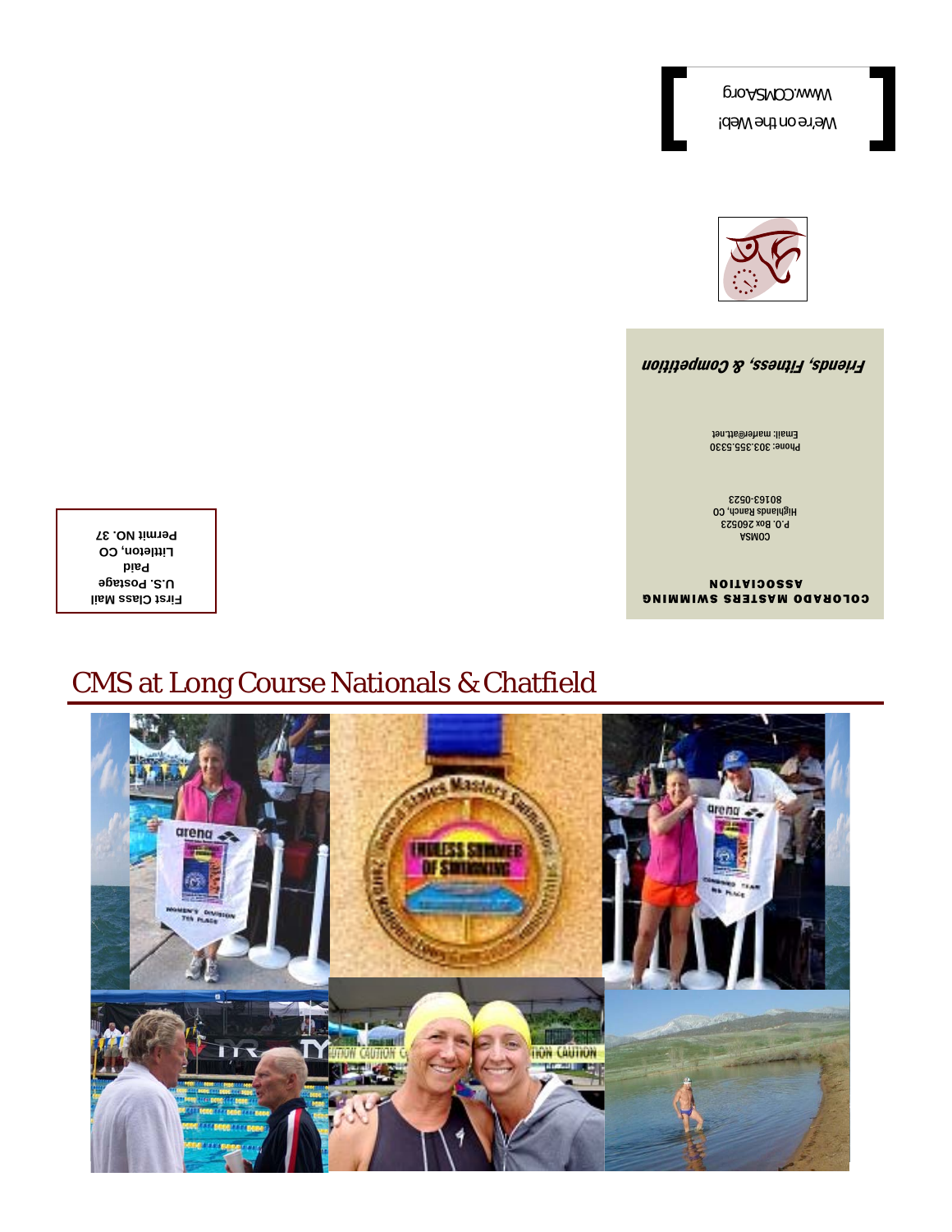We're on the Web!

Www.COMSA.org

COLORADO MASTERS SWIMMING ASSOCIATION

COMSA
P.O. Box 260523
Highlands Ranch, CO
80163-0523

Phone: 303.355.5330
Email: marfer@att.net

*Friends, Fitness, & Competition*

First Class Mail
U.S. Postage
Paid
Littleton, CO
Permit NO. 37

# CMS at Long Course Nationals & Chatfield